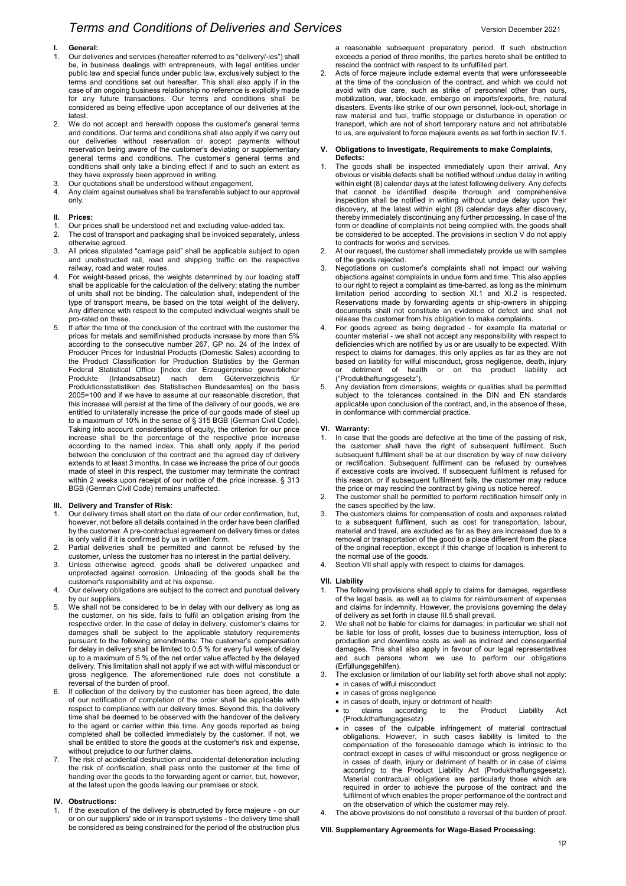# Terms and Conditions of Deliveries and Services

Version December 2021

## I. General:

1. Our deliveries and services (hereafter referred to as "delivery/-ies") shall be, in business dealings with entrepreneurs, with legal entities under public law and special funds under public law, exclusively subject to the terms and conditions set out hereafter. This shall also apply if in the case of an ongoing business relationship no reference is explicitly made for any future transactions. Our terms and conditions shall be considered as being effective upon acceptance of our deliveries at the latest.
2. We do not accept and herewith oppose the customer's general terms and conditions. Our terms and conditions shall also apply if we carry out our deliveries without reservation or accept payments without reservation being aware of the customer's deviating or supplementary general terms and conditions. The customer's general terms and conditions shall only take a binding effect if and to such an extent as they have expressly been approved in writing.
3. Our quotations shall be understood without engagement.
4. Any claim against ourselves shall be transferable subject to our approval only.

## II. Prices:

1. Our prices shall be understood net and excluding value-added tax.
2. The cost of transport and packaging shall be invoiced separately, unless otherwise agreed.
3. All prices stipulated "carriage paid" shall be applicable subject to open and unobstructed rail, road and shipping traffic on the respective railway, road and water routes.
4. For weight-based prices, the weights determined by our loading staff shall be applicable for the calculation of the delivery; stating the number of units shall not be binding. The calculation shall, independent of the type of transport means, be based on the total weight of the delivery. Any difference with respect to the computed individual weights shall be pro-rated on these.
5. If after the time of the conclusion of the contract with the customer the prices for metals and semifinished products increase by more than 5% according to the consecutive number 267, GP no. 24 of the Index of Producer Prices for Industrial Products (Domestic Sales) according to the Product Classification for Production Statistics by the German Federal Statistical Office [Index der Erzeugerpreise gewerblicher Produkte (Inlandsabsatz) nach dem Güterverzeichnis für Produktionsstatistiken des Statistischen Bundesamtes] on the basis 2005=100 and if we have to assume at our reasonable discretion, that this increase will persist at the time of the delivery of our goods, we are entitled to unilaterally increase the price of our goods made of steel up to a maximum of 10% in the sense of § 315 BGB (German Civil Code). Taking into account considerations of equity, the criterion for our price increase shall be the percentage of the respective price increase according to the named index. This shall only apply if the period between the conclusion of the contract and the agreed day of delivery extends to at least 3 months. In case we increase the price of our goods made of steel in this respect, the customer may terminate the contract within 2 weeks upon receipt of our notice of the price increase. § 313 BGB (German Civil Code) remains unaffected.

## III. Delivery and Transfer of Risk:

1. Our delivery times shall start on the date of our order confirmation, but, however, not before all details contained in the order have been clarified by the customer. A pre-contractual agreement on delivery times or dates is only valid if it is confirmed by us in written form.
2. Partial deliveries shall be permitted and cannot be refused by the customer, unless the customer has no interest in the partial delivery.
3. Unless otherwise agreed, goods shall be delivered unpacked and unprotected against corrosion. Unloading of the goods shall be the customer's responsibility and at his expense.
4. Our delivery obligations are subject to the correct and punctual delivery by our suppliers.
5. We shall not be considered to be in delay with our delivery as long as the customer, on his side, fails to fulfil an obligation arising from the respective order. In the case of delay in delivery, customer's claims for damages shall be subject to the applicable statutory requirements pursuant to the following amendments: The customer's compensation for delay in delivery shall be limited to 0.5 % for every full week of delay up to a maximum of 5 % of the net order value affected by the delayed delivery. This limitation shall not apply if we act with wilful misconduct or gross negligence. The aforementioned rule does not constitute a reversal of the burden of proof.
6. If collection of the delivery by the customer has been agreed, the date of our notification of completion of the order shall be applicable with respect to compliance with our delivery times. Beyond this, the delivery time shall be deemed to be observed with the handover of the delivery to the agent or carrier within this time. Any goods reported as being completed shall be collected immediately by the customer. If not, we shall be entitled to store the goods at the customer's risk and expense, without prejudice to our further claims.
7. The risk of accidental destruction and accidental deterioration including the risk of confiscation, shall pass onto the customer at the time of handing over the goods to the forwarding agent or carrier, but, however, at the latest upon the goods leaving our premises or stock.

## IV. Obstructions:

1. If the execution of the delivery is obstructed by force majeure - on our or on our suppliers' side or in transport systems - the delivery time shall be considered as being constrained for the period of the obstruction plus a reasonable subsequent preparatory period. If such obstruction exceeds a period of three months, the parties hereto shall be entitled to rescind the contract with respect to its unfulfilled part.
2. Acts of force majeure include external events that were unforeseeable at the time of the conclusion of the contract, and which we could not avoid with due care, such as strike of personnel other than ours, mobilization, war, blockade, embargo on imports/exports, fire, natural disasters. Events like strike of our own personnel, lock-out, shortage in raw material and fuel, traffic stoppage or disturbance in operation or transport, which are not of short temporary nature and not attributable to us, are equivalent to force majeure events as set forth in section IV.1.

## V. Obligations to Investigate, Requirements to make Complaints, Defects:

1. The goods shall be inspected immediately upon their arrival. Any obvious or visible defects shall be notified without undue delay in writing within eight (8) calendar days at the latest following delivery. Any defects that cannot be identified despite thorough and comprehensive inspection shall be notified in writing without undue delay upon their discovery, at the latest within eight (8) calendar days after discovery, thereby immediately discontinuing any further processing. In case of the form or deadline of complaints not being complied with, the goods shall be considered to be accepted. The provisions in section V do not apply to contracts for works and services.
2. At our request, the customer shall immediately provide us with samples of the goods rejected.
3. Negotiations on customer's complaints shall not impact our waiving objections against complaints in undue form and time. This also applies to our right to reject a complaint as time-barred, as long as the minimum limitation period according to section XI.1 and XI.2 is respected. Reservations made by forwarding agents or ship-owners in shipping documents shall not constitute an evidence of defect and shall not release the customer from his obligation to make complaints.
4. For goods agreed as being degraded - for example IIa material or counter material - we shall not accept any responsibility with respect to deficiencies which are notified by us or are usually to be expected. With respect to claims for damages, this only applies as far as they are not based on liability for wilful misconduct, gross negligence, death, injury or detriment of health or on the product liability act ("Produkthaftungsgesetz").
5. Any deviation from dimensions, weights or qualities shall be permitted subject to the tolerances contained in the DIN and EN standards applicable upon conclusion of the contract, and, in the absence of these, in conformance with commercial practice.

## VI. Warranty:

1. In case that the goods are defective at the time of the passing of risk, the customer shall have the right of subsequent fulfilment. Such subsequent fulfilment shall be at our discretion by way of new delivery or rectification. Subsequent fulfilment can be refused by ourselves if excessive costs are involved. If subsequent fulfilment is refused for this reason, or if subsequent fulfilment fails, the customer may reduce the price or may rescind the contract by giving us notice hereof.
2. The customer shall be permitted to perform rectification himself only in the cases specified by the law.
3. The customers claims for compensation of costs and expenses related to a subsequent fulfilment, such as cost for transportation, labour, material and travel, are excluded as far as they are increased due to a removal or transportation of the good to a place different from the place of the original reception, except if this change of location is inherent to the normal use of the goods.
4. Section VII shall apply with respect to claims for damages.

## VII. Liability

1. The following provisions shall apply to claims for damages, regardless of the legal basis, as well as to claims for reimbursement of expenses and claims for indemnity. However, the provisions governing the delay of delivery as set forth in clause III.5 shall prevail.
2. We shall not be liable for claims for damages; in particular we shall not be liable for loss of profit, losses due to business interruption, loss of production and downtime costs as well as indirect and consequential damages. This shall also apply in favour of our legal representatives and such persons whom we use to perform our obligations (Erfüllungsgehilfen).
3. The exclusion or limitation of our liability set forth above shall not apply:
   - in cases of wilful misconduct
   - in cases of gross negligence
   - in cases of death, injury or detriment of health
   - to claims according to the Product Liability Act (Produkthaftungsgesetz)
   - in cases of the culpable infringement of material contractual obligations. However, in such cases liability is limited to the compensation of the foreseeable damage which is intrinsic to the contract except in cases of wilful misconduct or gross negligence or in cases of death, injury or detriment of health or in case of claims according to the Product Liability Act (Produkthaftungsgesetz). Material contractual obligations are particularly those which are required in order to achieve the purpose of the contract and the fulfilment of which enables the proper performance of the contract and on the observation of which the customer may rely.
4. The above provisions do not constitute a reversal of the burden of proof.

## VIII. Supplementary Agreements for Wage-Based Processing: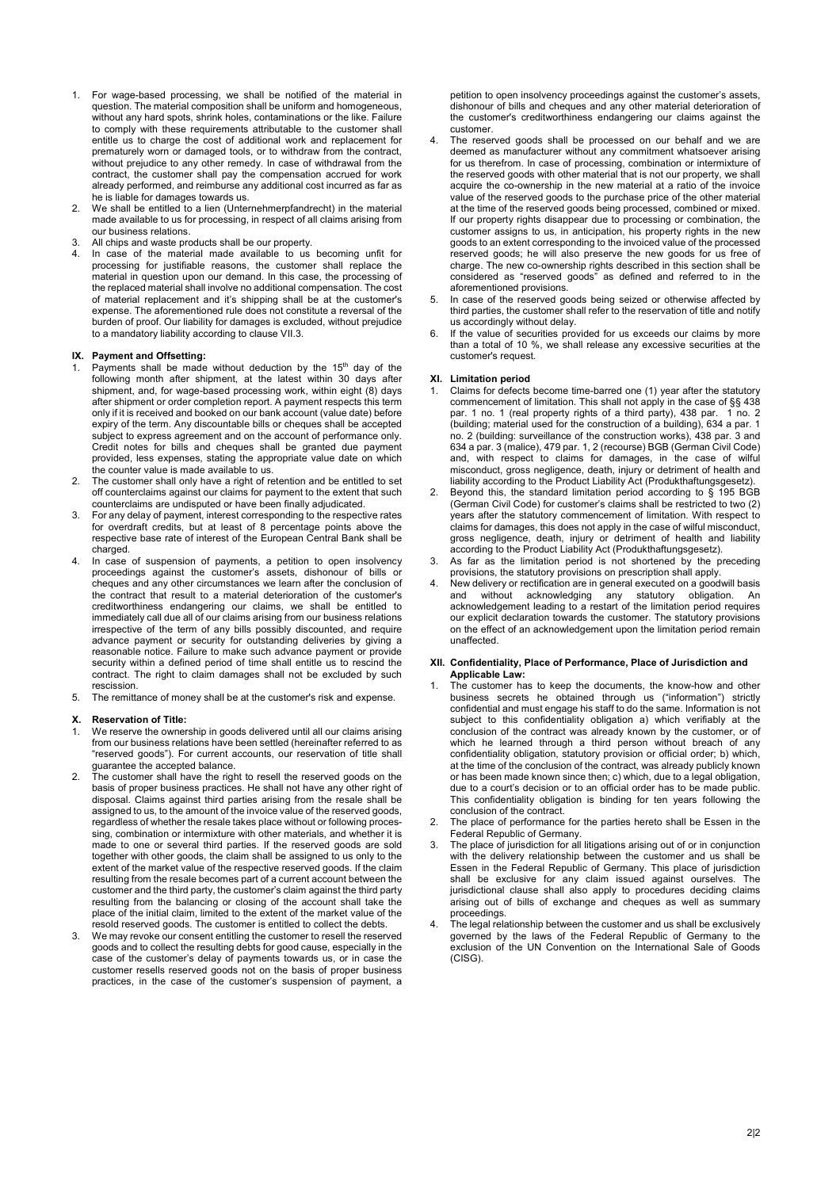1. For wage-based processing, we shall be notified of the material in question. The material composition shall be uniform and homogeneous, without any hard spots, shrink holes, contaminations or the like. Failure to comply with these requirements attributable to the customer shall entitle us to charge the cost of additional work and replacement for prematurely worn or damaged tools, or to withdraw from the contract, without prejudice to any other remedy. In case of withdrawal from the contract, the customer shall pay the compensation accrued for work already performed, and reimburse any additional cost incurred as far as he is liable for damages towards us.
2. We shall be entitled to a lien (Unternehmerpfandrecht) in the material made available to us for processing, in respect of all claims arising from our business relations.
3. All chips and waste products shall be our property.
4. In case of the material made available to us becoming unfit for processing for justifiable reasons, the customer shall replace the material in question upon our demand. In this case, the processing of the replaced material shall involve no additional compensation. The cost of material replacement and it's shipping shall be at the customer's expense. The aforementioned rule does not constitute a reversal of the burden of proof. Our liability for damages is excluded, without prejudice to a mandatory liability according to clause VII.3.

## IX. Payment and Offsetting:

1. Payments shall be made without deduction by the 15th day of the following month after shipment, at the latest within 30 days after shipment, and, for wage-based processing work, within eight (8) days after shipment or order completion report. A payment respects this term only if it is received and booked on our bank account (value date) before expiry of the term. Any discountable bills or cheques shall be accepted subject to express agreement and on the account of performance only. Credit notes for bills and cheques shall be granted due payment provided, less expenses, stating the appropriate value date on which the counter value is made available to us.
2. The customer shall only have a right of retention and be entitled to set off counterclaims against our claims for payment to the extent that such counterclaims are undisputed or have been finally adjudicated.
3. For any delay of payment, interest corresponding to the respective rates for overdraft credits, but at least of 8 percentage points above the respective base rate of interest of the European Central Bank shall be charged.
4. In case of suspension of payments, a petition to open insolvency proceedings against the customer's assets, dishonour of bills or cheques and any other circumstances we learn after the conclusion of the contract that result to a material deterioration of the customer's creditworthiness endangering our claims, we shall be entitled to immediately call due all of our claims arising from our business relations irrespective of the term of any bills possibly discounted, and require advance payment or security for outstanding deliveries by giving a reasonable notice. Failure to make such advance payment or provide security within a defined period of time shall entitle us to rescind the contract. The right to claim damages shall not be excluded by such rescission.
5. The remittance of money shall be at the customer's risk and expense.

## X. Reservation of Title:

1. We reserve the ownership in goods delivered until all our claims arising from our business relations have been settled (hereinafter referred to as "reserved goods"). For current accounts, our reservation of title shall guarantee the accepted balance.
2. The customer shall have the right to resell the reserved goods on the basis of proper business practices. He shall not have any other right of disposal. Claims against third parties arising from the resale shall be assigned to us, to the amount of the invoice value of the reserved goods, regardless of whether the resale takes place without or following processing, combination or intermixture with other materials, and whether it is made to one or several third parties. If the reserved goods are sold together with other goods, the claim shall be assigned to us only to the extent of the market value of the respective reserved goods. If the claim resulting from the resale becomes part of a current account between the customer and the third party, the customer's claim against the third party resulting from the balancing or closing of the account shall take the place of the initial claim, limited to the extent of the market value of the resold reserved goods. The customer is entitled to collect the debts.
3. We may revoke our consent entitling the customer to resell the reserved goods and to collect the resulting debts for good cause, especially in the case of the customer's delay of payments towards us, or in case the customer resells reserved goods not on the basis of proper business practices, in the case of the customer's suspension of payment, a petition to open insolvency proceedings against the customer's assets, dishonour of bills and cheques and any other material deterioration of the customer's creditworthiness endangering our claims against the customer.
4. The reserved goods shall be processed on our behalf and we are deemed as manufacturer without any commitment whatsoever arising for us therefrom. In case of processing, combination or intermixture of the reserved goods with other material that is not our property, we shall acquire the co-ownership in the new material at a ratio of the invoice value of the reserved goods to the purchase price of the other material at the time of the reserved goods being processed, combined or mixed. If our property rights disappear due to processing or combination, the customer assigns to us, in anticipation, his property rights in the new goods to an extent corresponding to the invoiced value of the processed reserved goods; he will also preserve the new goods for us free of charge. The new co-ownership rights described in this section shall be considered as "reserved goods" as defined and referred to in the aforementioned provisions.
5. In case of the reserved goods being seized or otherwise affected by third parties, the customer shall refer to the reservation of title and notify us accordingly without delay.
6. If the value of securities provided for us exceeds our claims by more than a total of 10 %, we shall release any excessive securities at the customer's request.

## XI. Limitation period

1. Claims for defects become time-barred one (1) year after the statutory commencement of limitation. This shall not apply in the case of §§ 438 par. 1 no. 1 (real property rights of a third party), 438 par. 1 no. 2 (building; material used for the construction of a building), 634 a par. 1 no. 2 (building: surveillance of the construction works), 438 par. 3 and 634 a par. 3 (malice), 479 par. 1, 2 (recourse) BGB (German Civil Code) and, with respect to claims for damages, in the case of wilful misconduct, gross negligence, death, injury or detriment of health and liability according to the Product Liability Act (Produkthaftungsgesetz).
2. Beyond this, the standard limitation period according to § 195 BGB (German Civil Code) for customer's claims shall be restricted to two (2) years after the statutory commencement of limitation. With respect to claims for damages, this does not apply in the case of wilful misconduct, gross negligence, death, injury or detriment of health and liability according to the Product Liability Act (Produkthaftungsgesetz).
3. As far as the limitation period is not shortened by the preceding provisions, the statutory provisions on prescription shall apply.
4. New delivery or rectification are in general executed on a goodwill basis and without acknowledging any statutory obligation. An acknowledgement leading to a restart of the limitation period requires our explicit declaration towards the customer. The statutory provisions on the effect of an acknowledgement upon the limitation period remain unaffected.

## XII. Confidentiality, Place of Performance, Place of Jurisdiction and Applicable Law:

1. The customer has to keep the documents, the know-how and other business secrets he obtained through us ("information") strictly confidential and must engage his staff to do the same. Information is not subject to this confidentiality obligation a) which verifiably at the conclusion of the contract was already known by the customer, or of which he learned through a third person without breach of any confidentiality obligation, statutory provision or official order; b) which, at the time of the conclusion of the contract, was already publicly known or has been made known since then; c) which, due to a legal obligation, due to a court's decision or to an official order has to be made public. This confidentiality obligation is binding for ten years following the conclusion of the contract.
2. The place of performance for the parties hereto shall be Essen in the Federal Republic of Germany.
3. The place of jurisdiction for all litigations arising out of or in conjunction with the delivery relationship between the customer and us shall be Essen in the Federal Republic of Germany. This place of jurisdiction shall be exclusive for any claim issued against ourselves. The jurisdictional clause shall also apply to procedures deciding claims arising out of bills of exchange and cheques as well as summary proceedings.
4. The legal relationship between the customer and us shall be exclusively governed by the laws of the Federal Republic of Germany to the exclusion of the UN Convention on the International Sale of Goods (CISG).